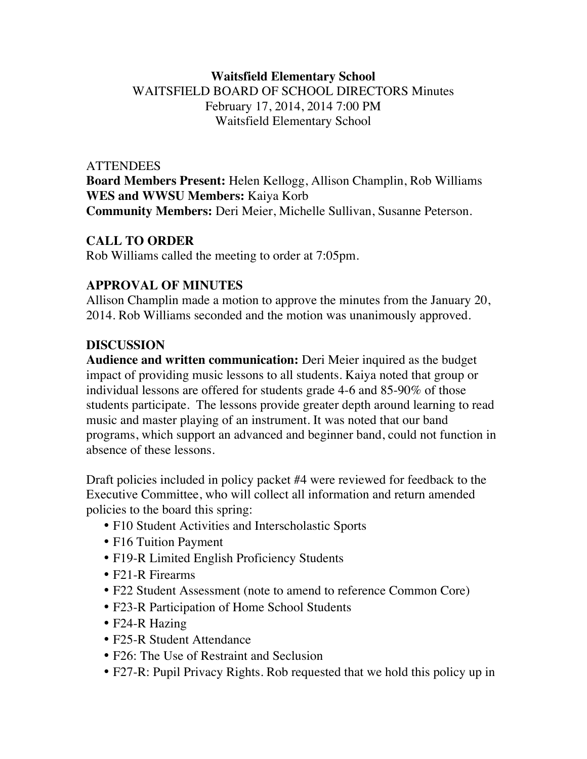**Waitsfield Elementary School**
WAITSFIELD BOARD OF SCHOOL DIRECTORS Minutes
February 17, 2014, 2014 7:00 PM
Waitsfield Elementary School

ATTENDEES
**Board Members Present:** Helen Kellogg, Allison Champlin, Rob Williams
**WES and WWSU Members:** Kaiya Korb
**Community Members:** Deri Meier, Michelle Sullivan, Susanne Peterson.

## CALL TO ORDER

Rob Williams called the meeting to order at 7:05pm.

## APPROVAL OF MINUTES

Allison Champlin made a motion to approve the minutes from the January 20, 2014. Rob Williams seconded and the motion was unanimously approved.

## DISCUSSION

**Audience and written communication:** Deri Meier inquired as the budget impact of providing music lessons to all students. Kaiya noted that group or individual lessons are offered for students grade 4-6 and 85-90% of those students participate. The lessons provide greater depth around learning to read music and master playing of an instrument. It was noted that our band programs, which support an advanced and beginner band, could not function in absence of these lessons.

Draft policies included in policy packet #4 were reviewed for feedback to the Executive Committee, who will collect all information and return amended policies to the board this spring:

- F10 Student Activities and Interscholastic Sports
- F16 Tuition Payment
- F19-R Limited English Proficiency Students
- F21-R Firearms
- F22 Student Assessment (note to amend to reference Common Core)
- F23-R Participation of Home School Students
- F24-R Hazing
- F25-R Student Attendance
- F26: The Use of Restraint and Seclusion
- F27-R: Pupil Privacy Rights. Rob requested that we hold this policy up in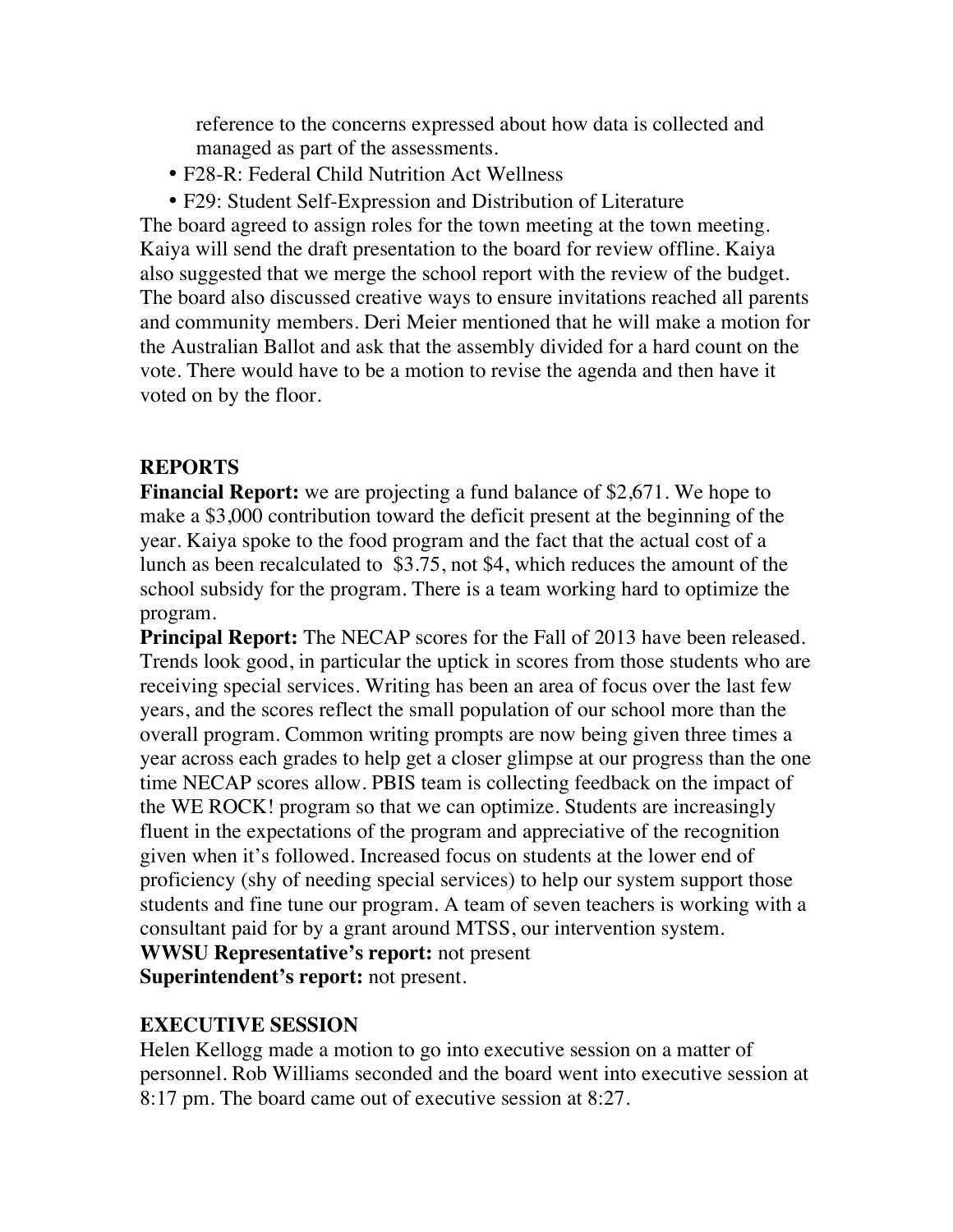reference to the concerns expressed about how data is collected and managed as part of the assessments.

- F28-R: Federal Child Nutrition Act Wellness
- F29: Student Self-Expression and Distribution of Literature

The board agreed to assign roles for the town meeting at the town meeting. Kaiya will send the draft presentation to the board for review offline. Kaiya also suggested that we merge the school report with the review of the budget. The board also discussed creative ways to ensure invitations reached all parents and community members. Deri Meier mentioned that he will make a motion for the Australian Ballot and ask that the assembly divided for a hard count on the vote. There would have to be a motion to revise the agenda and then have it voted on by the floor.

## REPORTS

**Financial Report:** we are projecting a fund balance of $2,671. We hope to make a $3,000 contribution toward the deficit present at the beginning of the year. Kaiya spoke to the food program and the fact that the actual cost of a lunch as been recalculated to $3.75, not $4, which reduces the amount of the school subsidy for the program. There is a team working hard to optimize the program.

**Principal Report:** The NECAP scores for the Fall of 2013 have been released. Trends look good, in particular the uptick in scores from those students who are receiving special services. Writing has been an area of focus over the last few years, and the scores reflect the small population of our school more than the overall program. Common writing prompts are now being given three times a year across each grades to help get a closer glimpse at our progress than the one time NECAP scores allow. PBIS team is collecting feedback on the impact of the WE ROCK! program so that we can optimize. Students are increasingly fluent in the expectations of the program and appreciative of the recognition given when it's followed. Increased focus on students at the lower end of proficiency (shy of needing special services) to help our system support those students and fine tune our program. A team of seven teachers is working with a consultant paid for by a grant around MTSS, our intervention system.

**WWSU Representative's report:** not present

**Superintendent's report:** not present.

## EXECUTIVE SESSION

Helen Kellogg made a motion to go into executive session on a matter of personnel. Rob Williams seconded and the board went into executive session at 8:17 pm. The board came out of executive session at 8:27.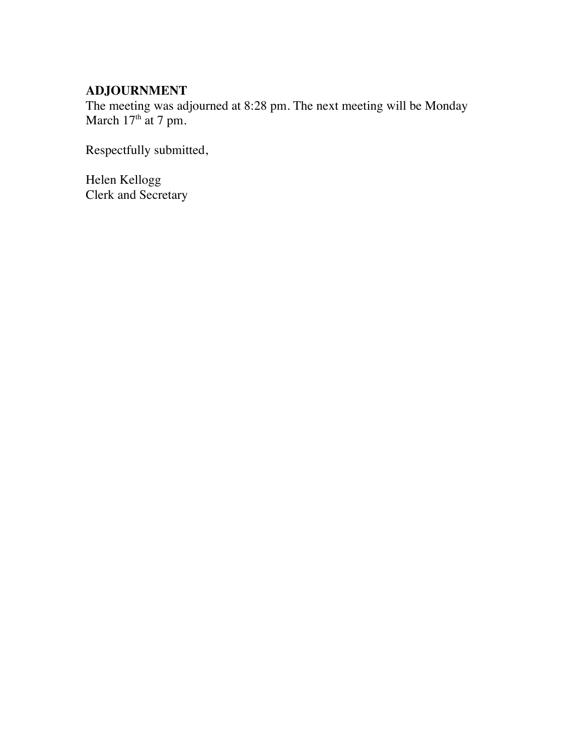**ADJOURNMENT**

The meeting was adjourned at 8:28 pm. The next meeting will be Monday March 17th at 7 pm.

Respectfully submitted,

Helen Kellogg
Clerk and Secretary